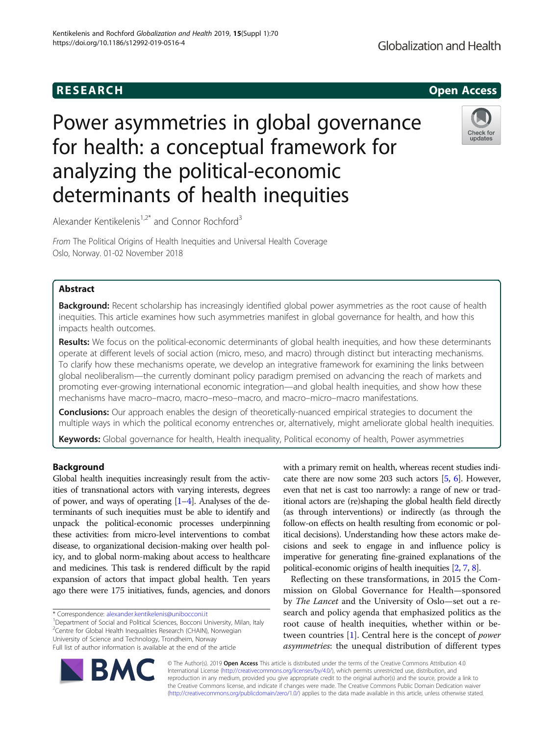RESEARCH

Open Access

# Power asymmetries in global governance for health: a conceptual framework for analyzing the political-economic determinants of health inequities

Alexander Kentikelenis[1,2*] and Connor Rochford[3]

*From* The Political Origins of Health Inequities and Universal Health Coverage
Oslo, Norway. 01-02 November 2018

## Abstract

**Background:** Recent scholarship has increasingly identified global power asymmetries as the root cause of health inequities. This article examines how such asymmetries manifest in global governance for health, and how this impacts health outcomes.

**Results:** We focus on the political-economic determinants of global health inequities, and how these determinants operate at different levels of social action (micro, meso, and macro) through distinct but interacting mechanisms. To clarify how these mechanisms operate, we develop an integrative framework for examining the links between global neoliberalism—the currently dominant policy paradigm premised on advancing the reach of markets and promoting ever-growing international economic integration—and global health inequities, and show how these mechanisms have macro–macro, macro–meso–macro, and macro–micro–macro manifestations.

**Conclusions:** Our approach enables the design of theoretically-nuanced empirical strategies to document the multiple ways in which the political economy entrenches or, alternatively, might ameliorate global health inequities.

**Keywords:** Global governance for health, Health inequality, Political economy of health, Power asymmetries

## Background

Global health inequities increasingly result from the activities of transnational actors with varying interests, degrees of power, and ways of operating [1–4]. Analyses of the determinants of such inequities must be able to identify and unpack the political-economic processes underpinning these activities: from micro-level interventions to combat disease, to organizational decision-making over health policy, and to global norm-making about access to healthcare and medicines. This task is rendered difficult by the rapid expansion of actors that impact global health. Ten years ago there were 175 initiatives, funds, agencies, and donors with a primary remit on health, whereas recent studies indicate there are now some 203 such actors [5, 6]. However, even that net is cast too narrowly: a range of new or traditional actors are (re)shaping the global health field directly (as through interventions) or indirectly (as through the follow-on effects on health resulting from economic or political decisions). Understanding how these actors make decisions and seek to engage in and influence policy is imperative for generating fine-grained explanations of the political-economic origins of health inequities [2, 7, 8].

Reflecting on these transformations, in 2015 the Commission on Global Governance for Health—sponsored by *The Lancet* and the University of Oslo—set out a research and policy agenda that emphasized politics as the root cause of health inequities, whether within or between countries [1]. Central here is the concept of *power asymmetries*: the unequal distribution of different types

\* Correspondence: alexander.kentikelenis@unibocconi.it
[1]Department of Social and Political Sciences, Bocconi University, Milan, Italy
[2]Centre for Global Health Inequalities Research (CHAIN), Norwegian University of Science and Technology, Trondheim, Norway
Full list of author information is available at the end of the article

© The Author(s). 2019 **Open Access** This article is distributed under the terms of the Creative Commons Attribution 4.0 International License (http://creativecommons.org/licenses/by/4.0/), which permits unrestricted use, distribution, and reproduction in any medium, provided you give appropriate credit to the original author(s) and the source, provide a link to the Creative Commons license, and indicate if changes were made. The Creative Commons Public Domain Dedication waiver (http://creativecommons.org/publicdomain/zero/1.0/) applies to the data made available in this article, unless otherwise stated.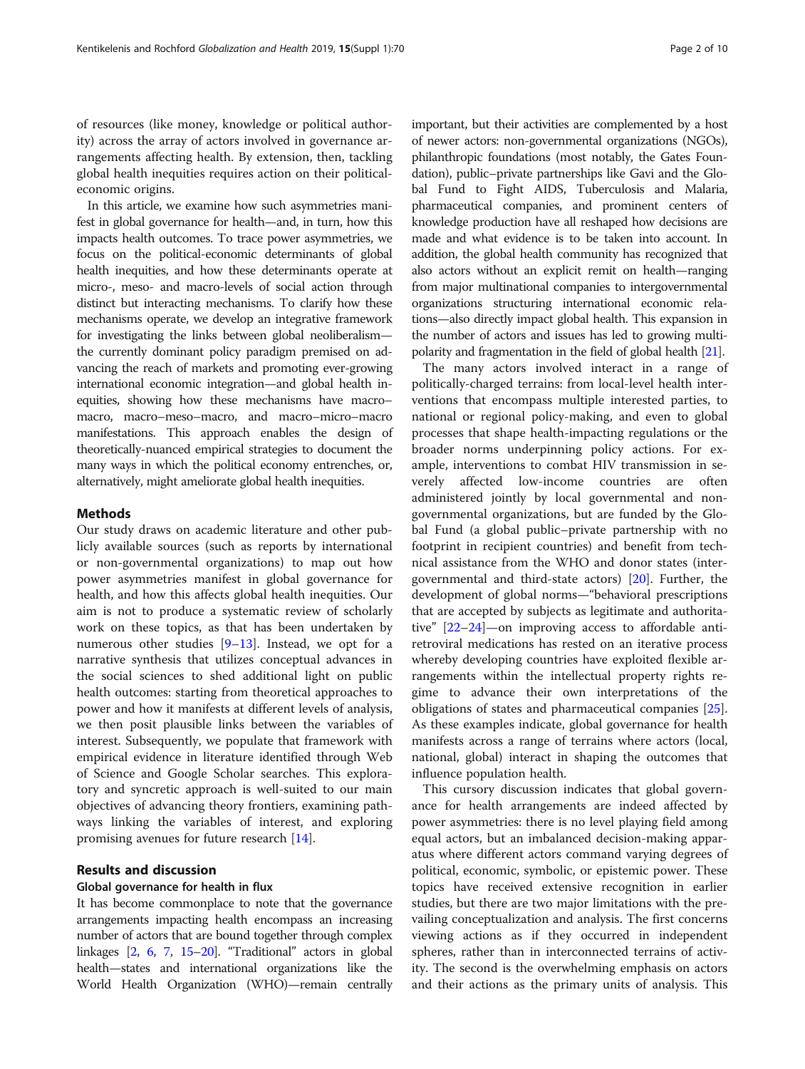of resources (like money, knowledge or political authority) across the array of actors involved in governance arrangements affecting health. By extension, then, tackling global health inequities requires action on their political-economic origins.

In this article, we examine how such asymmetries manifest in global governance for health—and, in turn, how this impacts health outcomes. To trace power asymmetries, we focus on the political-economic determinants of global health inequities, and how these determinants operate at micro-, meso- and macro-levels of social action through distinct but interacting mechanisms. To clarify how these mechanisms operate, we develop an integrative framework for investigating the links between global neoliberalism—the currently dominant policy paradigm premised on advancing the reach of markets and promoting ever-growing international economic integration—and global health inequities, showing how these mechanisms have macro–macro, macro–meso–macro, and macro–micro–macro manifestations. This approach enables the design of theoretically-nuanced empirical strategies to document the many ways in which the political economy entrenches, or, alternatively, might ameliorate global health inequities.

## Methods

Our study draws on academic literature and other publicly available sources (such as reports by international or non-governmental organizations) to map out how power asymmetries manifest in global governance for health, and how this affects global health inequities. Our aim is not to produce a systematic review of scholarly work on these topics, as that has been undertaken by numerous other studies [9–13]. Instead, we opt for a narrative synthesis that utilizes conceptual advances in the social sciences to shed additional light on public health outcomes: starting from theoretical approaches to power and how it manifests at different levels of analysis, we then posit plausible links between the variables of interest. Subsequently, we populate that framework with empirical evidence in literature identified through Web of Science and Google Scholar searches. This exploratory and syncretic approach is well-suited to our main objectives of advancing theory frontiers, examining pathways linking the variables of interest, and exploring promising avenues for future research [14].

## Results and discussion

### Global governance for health in flux

It has become commonplace to note that the governance arrangements impacting health encompass an increasing number of actors that are bound together through complex linkages [2, 6, 7, 15–20]. "Traditional" actors in global health—states and international organizations like the World Health Organization (WHO)—remain centrally important, but their activities are complemented by a host of newer actors: non-governmental organizations (NGOs), philanthropic foundations (most notably, the Gates Foundation), public–private partnerships like Gavi and the Global Fund to Fight AIDS, Tuberculosis and Malaria, pharmaceutical companies, and prominent centers of knowledge production have all reshaped how decisions are made and what evidence is to be taken into account. In addition, the global health community has recognized that also actors without an explicit remit on health—ranging from major multinational companies to intergovernmental organizations structuring international economic relations—also directly impact global health. This expansion in the number of actors and issues has led to growing multipolarity and fragmentation in the field of global health [21].

The many actors involved interact in a range of politically-charged terrains: from local-level health interventions that encompass multiple interested parties, to national or regional policy-making, and even to global processes that shape health-impacting regulations or the broader norms underpinning policy actions. For example, interventions to combat HIV transmission in severely affected low-income countries are often administered jointly by local governmental and non-governmental organizations, but are funded by the Global Fund (a global public–private partnership with no footprint in recipient countries) and benefit from technical assistance from the WHO and donor states (intergovernmental and third-state actors) [20]. Further, the development of global norms—"behavioral prescriptions that are accepted by subjects as legitimate and authoritative" [22–24]—on improving access to affordable antiretroviral medications has rested on an iterative process whereby developing countries have exploited flexible arrangements within the intellectual property rights regime to advance their own interpretations of the obligations of states and pharmaceutical companies [25]. As these examples indicate, global governance for health manifests across a range of terrains where actors (local, national, global) interact in shaping the outcomes that influence population health.

This cursory discussion indicates that global governance for health arrangements are indeed affected by power asymmetries: there is no level playing field among equal actors, but an imbalanced decision-making apparatus where different actors command varying degrees of political, economic, symbolic, or epistemic power. These topics have received extensive recognition in earlier studies, but there are two major limitations with the prevailing conceptualization and analysis. The first concerns viewing actions as if they occurred in independent spheres, rather than in interconnected terrains of activity. The second is the overwhelming emphasis on actors and their actions as the primary units of analysis. This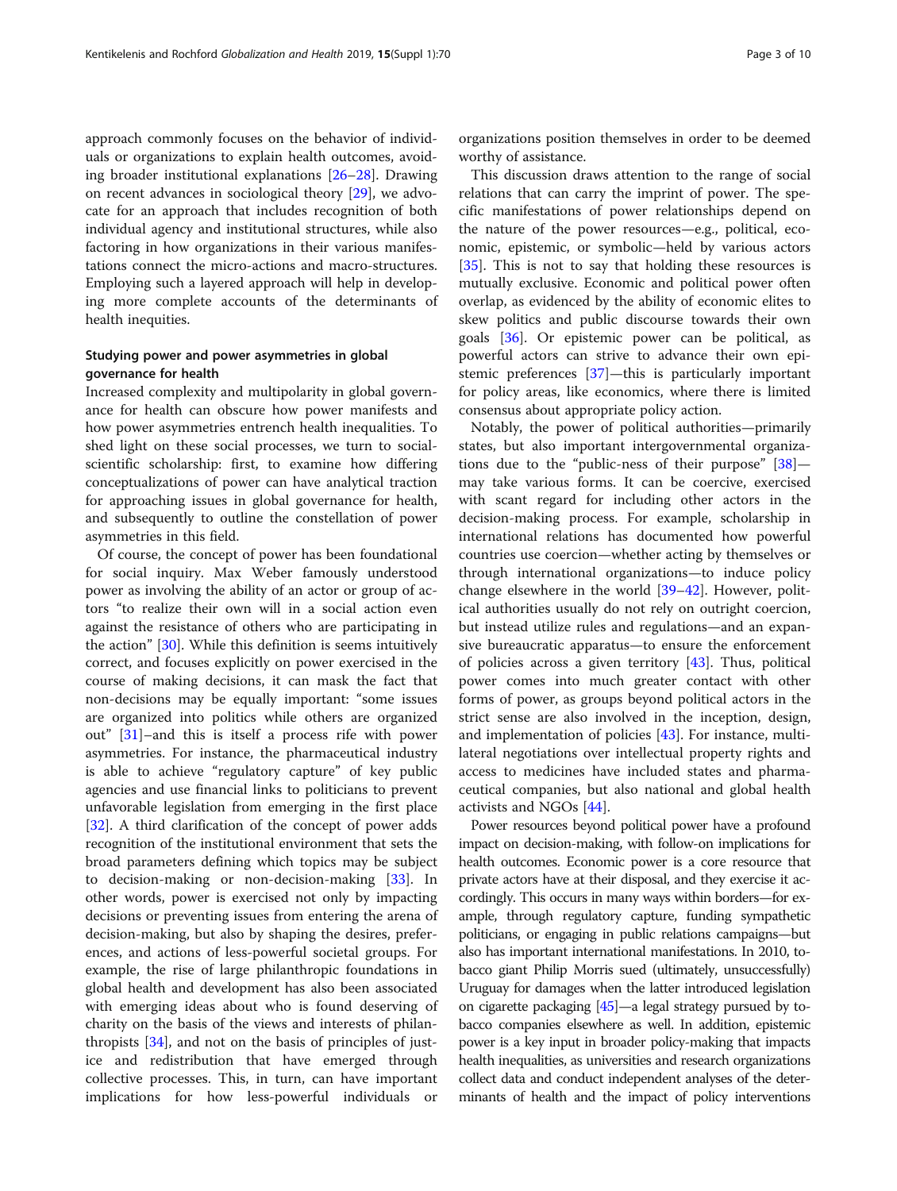approach commonly focuses on the behavior of individuals or organizations to explain health outcomes, avoiding broader institutional explanations [26–28]. Drawing on recent advances in sociological theory [29], we advocate for an approach that includes recognition of both individual agency and institutional structures, while also factoring in how organizations in their various manifestations connect the micro-actions and macro-structures. Employing such a layered approach will help in developing more complete accounts of the determinants of health inequities.

## Studying power and power asymmetries in global governance for health

Increased complexity and multipolarity in global governance for health can obscure how power manifests and how power asymmetries entrench health inequalities. To shed light on these social processes, we turn to social-scientific scholarship: first, to examine how differing conceptualizations of power can have analytical traction for approaching issues in global governance for health, and subsequently to outline the constellation of power asymmetries in this field.

Of course, the concept of power has been foundational for social inquiry. Max Weber famously understood power as involving the ability of an actor or group of actors "to realize their own will in a social action even against the resistance of others who are participating in the action" [30]. While this definition is seems intuitively correct, and focuses explicitly on power exercised in the course of making decisions, it can mask the fact that non-decisions may be equally important: "some issues are organized into politics while others are organized out" [31]–and this is itself a process rife with power asymmetries. For instance, the pharmaceutical industry is able to achieve "regulatory capture" of key public agencies and use financial links to politicians to prevent unfavorable legislation from emerging in the first place [32]. A third clarification of the concept of power adds recognition of the institutional environment that sets the broad parameters defining which topics may be subject to decision-making or non-decision-making [33]. In other words, power is exercised not only by impacting decisions or preventing issues from entering the arena of decision-making, but also by shaping the desires, preferences, and actions of less-powerful societal groups. For example, the rise of large philanthropic foundations in global health and development has also been associated with emerging ideas about who is found deserving of charity on the basis of the views and interests of philanthropists [34], and not on the basis of principles of justice and redistribution that have emerged through collective processes. This, in turn, can have important implications for how less-powerful individuals or organizations position themselves in order to be deemed worthy of assistance.

This discussion draws attention to the range of social relations that can carry the imprint of power. The specific manifestations of power relationships depend on the nature of the power resources—e.g., political, economic, epistemic, or symbolic—held by various actors [35]. This is not to say that holding these resources is mutually exclusive. Economic and political power often overlap, as evidenced by the ability of economic elites to skew politics and public discourse towards their own goals [36]. Or epistemic power can be political, as powerful actors can strive to advance their own epistemic preferences [37]—this is particularly important for policy areas, like economics, where there is limited consensus about appropriate policy action.

Notably, the power of political authorities—primarily states, but also important intergovernmental organizations due to the "public-ness of their purpose" [38]—may take various forms. It can be coercive, exercised with scant regard for including other actors in the decision-making process. For example, scholarship in international relations has documented how powerful countries use coercion—whether acting by themselves or through international organizations—to induce policy change elsewhere in the world [39–42]. However, political authorities usually do not rely on outright coercion, but instead utilize rules and regulations—and an expansive bureaucratic apparatus—to ensure the enforcement of policies across a given territory [43]. Thus, political power comes into much greater contact with other forms of power, as groups beyond political actors in the strict sense are also involved in the inception, design, and implementation of policies [43]. For instance, multilateral negotiations over intellectual property rights and access to medicines have included states and pharmaceutical companies, but also national and global health activists and NGOs [44].

Power resources beyond political power have a profound impact on decision-making, with follow-on implications for health outcomes. Economic power is a core resource that private actors have at their disposal, and they exercise it accordingly. This occurs in many ways within borders—for example, through regulatory capture, funding sympathetic politicians, or engaging in public relations campaigns—but also has important international manifestations. In 2010, tobacco giant Philip Morris sued (ultimately, unsuccessfully) Uruguay for damages when the latter introduced legislation on cigarette packaging [45]—a legal strategy pursued by tobacco companies elsewhere as well. In addition, epistemic power is a key input in broader policy-making that impacts health inequalities, as universities and research organizations collect data and conduct independent analyses of the determinants of health and the impact of policy interventions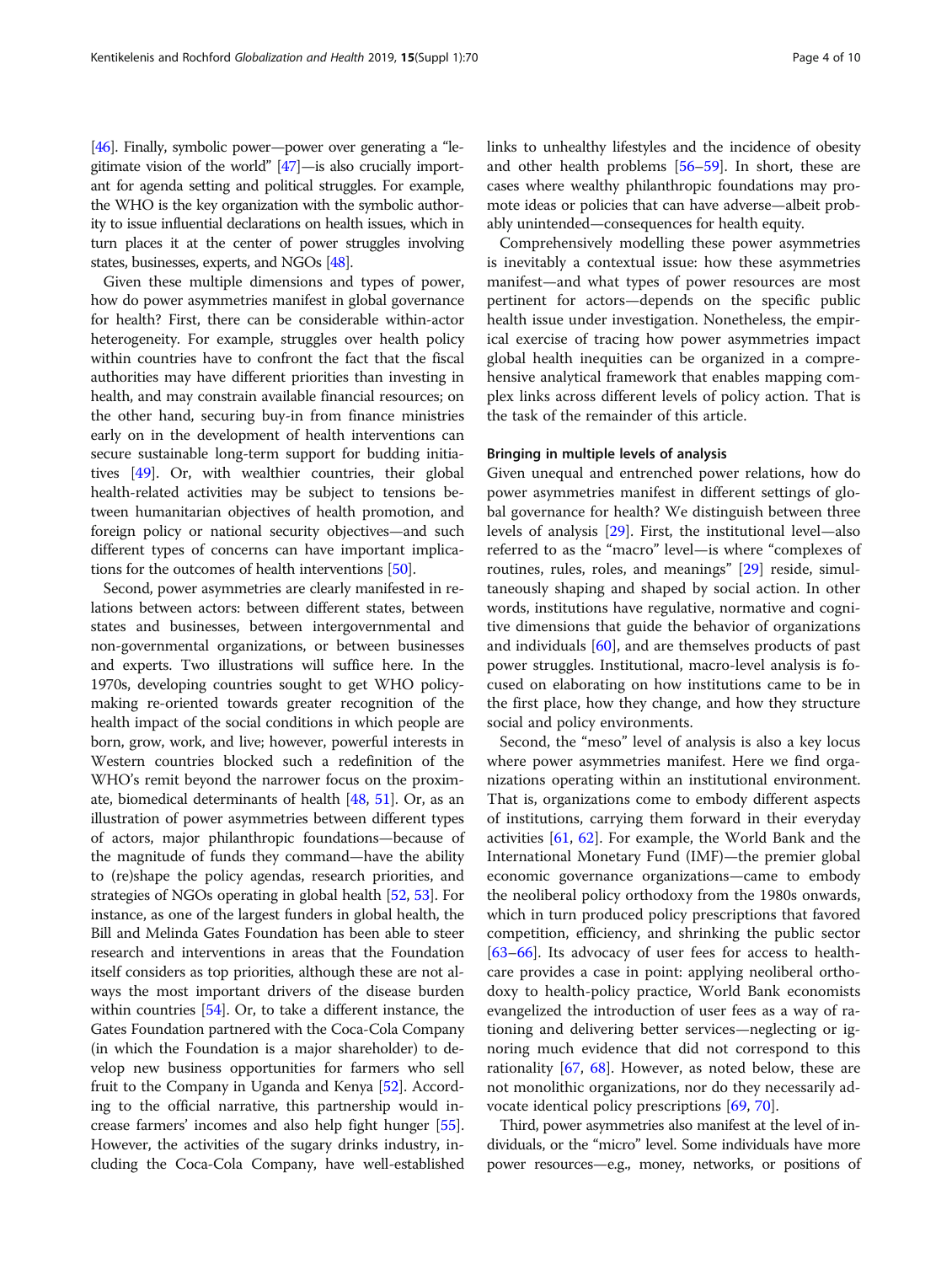[46]. Finally, symbolic power—power over generating a "legitimate vision of the world" [47]—is also crucially important for agenda setting and political struggles. For example, the WHO is the key organization with the symbolic authority to issue influential declarations on health issues, which in turn places it at the center of power struggles involving states, businesses, experts, and NGOs [48].

Given these multiple dimensions and types of power, how do power asymmetries manifest in global governance for health? First, there can be considerable within-actor heterogeneity. For example, struggles over health policy within countries have to confront the fact that the fiscal authorities may have different priorities than investing in health, and may constrain available financial resources; on the other hand, securing buy-in from finance ministries early on in the development of health interventions can secure sustainable long-term support for budding initiatives [49]. Or, with wealthier countries, their global health-related activities may be subject to tensions between humanitarian objectives of health promotion, and foreign policy or national security objectives—and such different types of concerns can have important implications for the outcomes of health interventions [50].

Second, power asymmetries are clearly manifested in relations between actors: between different states, between states and businesses, between intergovernmental and non-governmental organizations, or between businesses and experts. Two illustrations will suffice here. In the 1970s, developing countries sought to get WHO policy-making re-oriented towards greater recognition of the health impact of the social conditions in which people are born, grow, work, and live; however, powerful interests in Western countries blocked such a redefinition of the WHO's remit beyond the narrower focus on the proximate, biomedical determinants of health [48, 51]. Or, as an illustration of power asymmetries between different types of actors, major philanthropic foundations—because of the magnitude of funds they command—have the ability to (re)shape the policy agendas, research priorities, and strategies of NGOs operating in global health [52, 53]. For instance, as one of the largest funders in global health, the Bill and Melinda Gates Foundation has been able to steer research and interventions in areas that the Foundation itself considers as top priorities, although these are not always the most important drivers of the disease burden within countries [54]. Or, to take a different instance, the Gates Foundation partnered with the Coca-Cola Company (in which the Foundation is a major shareholder) to develop new business opportunities for farmers who sell fruit to the Company in Uganda and Kenya [52]. According to the official narrative, this partnership would increase farmers' incomes and also help fight hunger [55]. However, the activities of the sugary drinks industry, including the Coca-Cola Company, have well-established links to unhealthy lifestyles and the incidence of obesity and other health problems [56–59]. In short, these are cases where wealthy philanthropic foundations may promote ideas or policies that can have adverse—albeit probably unintended—consequences for health equity.

Comprehensively modelling these power asymmetries is inevitably a contextual issue: how these asymmetries manifest—and what types of power resources are most pertinent for actors—depends on the specific public health issue under investigation. Nonetheless, the empirical exercise of tracing how power asymmetries impact global health inequities can be organized in a comprehensive analytical framework that enables mapping complex links across different levels of policy action. That is the task of the remainder of this article.

## Bringing in multiple levels of analysis

Given unequal and entrenched power relations, how do power asymmetries manifest in different settings of global governance for health? We distinguish between three levels of analysis [29]. First, the institutional level—also referred to as the "macro" level—is where "complexes of routines, rules, roles, and meanings" [29] reside, simultaneously shaping and shaped by social action. In other words, institutions have regulative, normative and cognitive dimensions that guide the behavior of organizations and individuals [60], and are themselves products of past power struggles. Institutional, macro-level analysis is focused on elaborating on how institutions came to be in the first place, how they change, and how they structure social and policy environments.

Second, the "meso" level of analysis is also a key locus where power asymmetries manifest. Here we find organizations operating within an institutional environment. That is, organizations come to embody different aspects of institutions, carrying them forward in their everyday activities [61, 62]. For example, the World Bank and the International Monetary Fund (IMF)—the premier global economic governance organizations—came to embody the neoliberal policy orthodoxy from the 1980s onwards, which in turn produced policy prescriptions that favored competition, efficiency, and shrinking the public sector [63–66]. Its advocacy of user fees for access to healthcare provides a case in point: applying neoliberal orthodoxy to health-policy practice, World Bank economists evangelized the introduction of user fees as a way of rationing and delivering better services—neglecting or ignoring much evidence that did not correspond to this rationality [67, 68]. However, as noted below, these are not monolithic organizations, nor do they necessarily advocate identical policy prescriptions [69, 70].

Third, power asymmetries also manifest at the level of individuals, or the "micro" level. Some individuals have more power resources—e.g., money, networks, or positions of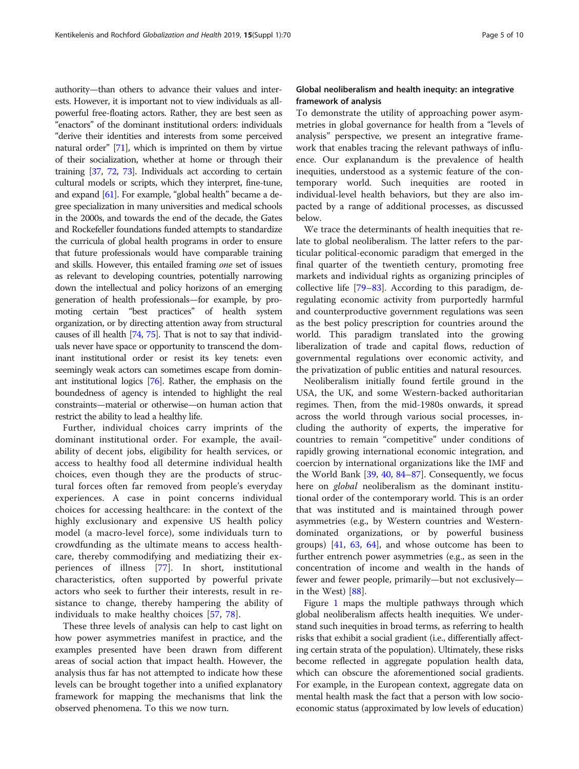authority—than others to advance their values and interests. However, it is important not to view individuals as all-powerful free-floating actors. Rather, they are best seen as "enactors" of the dominant institutional orders: individuals "derive their identities and interests from some perceived natural order" [71], which is imprinted on them by virtue of their socialization, whether at home or through their training [37, 72, 73]. Individuals act according to certain cultural models or scripts, which they interpret, fine-tune, and expand [61]. For example, "global health" became a degree specialization in many universities and medical schools in the 2000s, and towards the end of the decade, the Gates and Rockefeller foundations funded attempts to standardize the curricula of global health programs in order to ensure that future professionals would have comparable training and skills. However, this entailed framing *one* set of issues as relevant to developing countries, potentially narrowing down the intellectual and policy horizons of an emerging generation of health professionals—for example, by promoting certain "best practices" of health system organization, or by directing attention away from structural causes of ill health [74, 75]. That is not to say that individuals never have space or opportunity to transcend the dominant institutional order or resist its key tenets: even seemingly weak actors can sometimes escape from dominant institutional logics [76]. Rather, the emphasis on the boundedness of agency is intended to highlight the real constraints—material or otherwise—on human action that restrict the ability to lead a healthy life.

Further, individual choices carry imprints of the dominant institutional order. For example, the availability of decent jobs, eligibility for health services, or access to healthy food all determine individual health choices, even though they are the products of structural forces often far removed from people's everyday experiences. A case in point concerns individual choices for accessing healthcare: in the context of the highly exclusionary and expensive US health policy model (a macro-level force), some individuals turn to crowdfunding as the ultimate means to access healthcare, thereby commodifying and mediatizing their experiences of illness [77]. In short, institutional characteristics, often supported by powerful private actors who seek to further their interests, result in resistance to change, thereby hampering the ability of individuals to make healthy choices [57, 78].

These three levels of analysis can help to cast light on how power asymmetries manifest in practice, and the examples presented have been drawn from different areas of social action that impact health. However, the analysis thus far has not attempted to indicate how these levels can be brought together into a unified explanatory framework for mapping the mechanisms that link the observed phenomena. To this we now turn.

## Global neoliberalism and health inequity: an integrative framework of analysis

To demonstrate the utility of approaching power asymmetries in global governance for health from a "levels of analysis" perspective, we present an integrative framework that enables tracing the relevant pathways of influence. Our explanandum is the prevalence of health inequities, understood as a systemic feature of the contemporary world. Such inequities are rooted in individual-level health behaviors, but they are also impacted by a range of additional processes, as discussed below.

We trace the determinants of health inequities that relate to global neoliberalism. The latter refers to the particular political-economic paradigm that emerged in the final quarter of the twentieth century, promoting free markets and individual rights as organizing principles of collective life [79–83]. According to this paradigm, deregulating economic activity from purportedly harmful and counterproductive government regulations was seen as the best policy prescription for countries around the world. This paradigm translated into the growing liberalization of trade and capital flows, reduction of governmental regulations over economic activity, and the privatization of public entities and natural resources.

Neoliberalism initially found fertile ground in the USA, the UK, and some Western-backed authoritarian regimes. Then, from the mid-1980s onwards, it spread across the world through various social processes, including the authority of experts, the imperative for countries to remain "competitive" under conditions of rapidly growing international economic integration, and coercion by international organizations like the IMF and the World Bank [39, 40, 84–87]. Consequently, we focus here on *global* neoliberalism as the dominant institutional order of the contemporary world. This is an order that was instituted and is maintained through power asymmetries (e.g., by Western countries and Western-dominated organizations, or by powerful business groups) [41, 63, 64], and whose outcome has been to further entrench power asymmetries (e.g., as seen in the concentration of income and wealth in the hands of fewer and fewer people, primarily—but not exclusively—in the West) [88].

Figure 1 maps the multiple pathways through which global neoliberalism affects health inequities. We understand such inequities in broad terms, as referring to health risks that exhibit a social gradient (i.e., differentially affecting certain strata of the population). Ultimately, these risks become reflected in aggregate population health data, which can obscure the aforementioned social gradients. For example, in the European context, aggregate data on mental health mask the fact that a person with low socioeconomic status (approximated by low levels of education)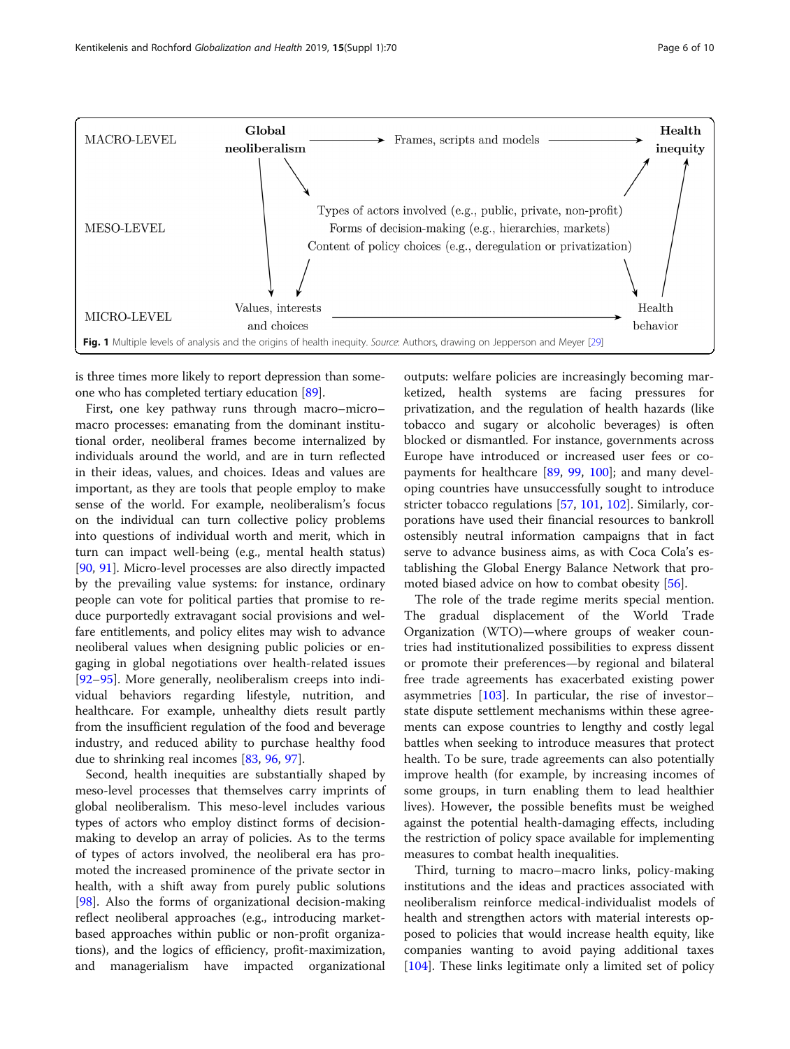| MACRO-LEVEL | Global neoliberalism → Frames, scripts and models → Health inequity |
| --- | --- |
| MESO-LEVEL | Types of actors involved (e.g., public, private, non-profit) Forms of decision-making (e.g., hierarchies, markets) Content of policy choices (e.g., deregulation or privatization) |
| MICRO-LEVEL | Values, interests and choices → Health behavior |

**Fig. 1** Multiple levels of analysis and the origins of health inequity. *Source*: Authors, drawing on Jepperson and Meyer [29]

is three times more likely to report depression than someone who has completed tertiary education [89].

First, one key pathway runs through macro–micro–macro processes: emanating from the dominant institutional order, neoliberal frames become internalized by individuals around the world, and are in turn reflected in their ideas, values, and choices. Ideas and values are important, as they are tools that people employ to make sense of the world. For example, neoliberalism's focus on the individual can turn collective policy problems into questions of individual worth and merit, which in turn can impact well-being (e.g., mental health status) [90, 91]. Micro-level processes are also directly impacted by the prevailing value systems: for instance, ordinary people can vote for political parties that promise to reduce purportedly extravagant social provisions and welfare entitlements, and policy elites may wish to advance neoliberal values when designing public policies or engaging in global negotiations over health-related issues [92–95]. More generally, neoliberalism creeps into individual behaviors regarding lifestyle, nutrition, and healthcare. For example, unhealthy diets result partly from the insufficient regulation of the food and beverage industry, and reduced ability to purchase healthy food due to shrinking real incomes [83, 96, 97].

Second, health inequities are substantially shaped by meso-level processes that themselves carry imprints of global neoliberalism. This meso-level includes various types of actors who employ distinct forms of decision-making to develop an array of policies. As to the terms of types of actors involved, the neoliberal era has promoted the increased prominence of the private sector in health, with a shift away from purely public solutions [98]. Also the forms of organizational decision-making reflect neoliberal approaches (e.g., introducing market-based approaches within public or non-profit organizations), and the logics of efficiency, profit-maximization, and managerialism have impacted organizational outputs: welfare policies are increasingly becoming marketized, health systems are facing pressures for privatization, and the regulation of health hazards (like tobacco and sugary or alcoholic beverages) is often blocked or dismantled. For instance, governments across Europe have introduced or increased user fees or co-payments for healthcare [89, 99, 100]; and many developing countries have unsuccessfully sought to introduce stricter tobacco regulations [57, 101, 102]. Similarly, corporations have used their financial resources to bankroll ostensibly neutral information campaigns that in fact serve to advance business aims, as with Coca Cola's establishing the Global Energy Balance Network that promoted biased advice on how to combat obesity [56].

The role of the trade regime merits special mention. The gradual displacement of the World Trade Organization (WTO)—where groups of weaker countries had institutionalized possibilities to express dissent or promote their preferences—by regional and bilateral free trade agreements has exacerbated existing power asymmetries [103]. In particular, the rise of investor–state dispute settlement mechanisms within these agreements can expose countries to lengthy and costly legal battles when seeking to introduce measures that protect health. To be sure, trade agreements can also potentially improve health (for example, by increasing incomes of some groups, in turn enabling them to lead healthier lives). However, the possible benefits must be weighed against the potential health-damaging effects, including the restriction of policy space available for implementing measures to combat health inequalities.

Third, turning to macro–macro links, policy-making institutions and the ideas and practices associated with neoliberalism reinforce medical-individualist models of health and strengthen actors with material interests opposed to policies that would increase health equity, like companies wanting to avoid paying additional taxes [104]. These links legitimate only a limited set of policy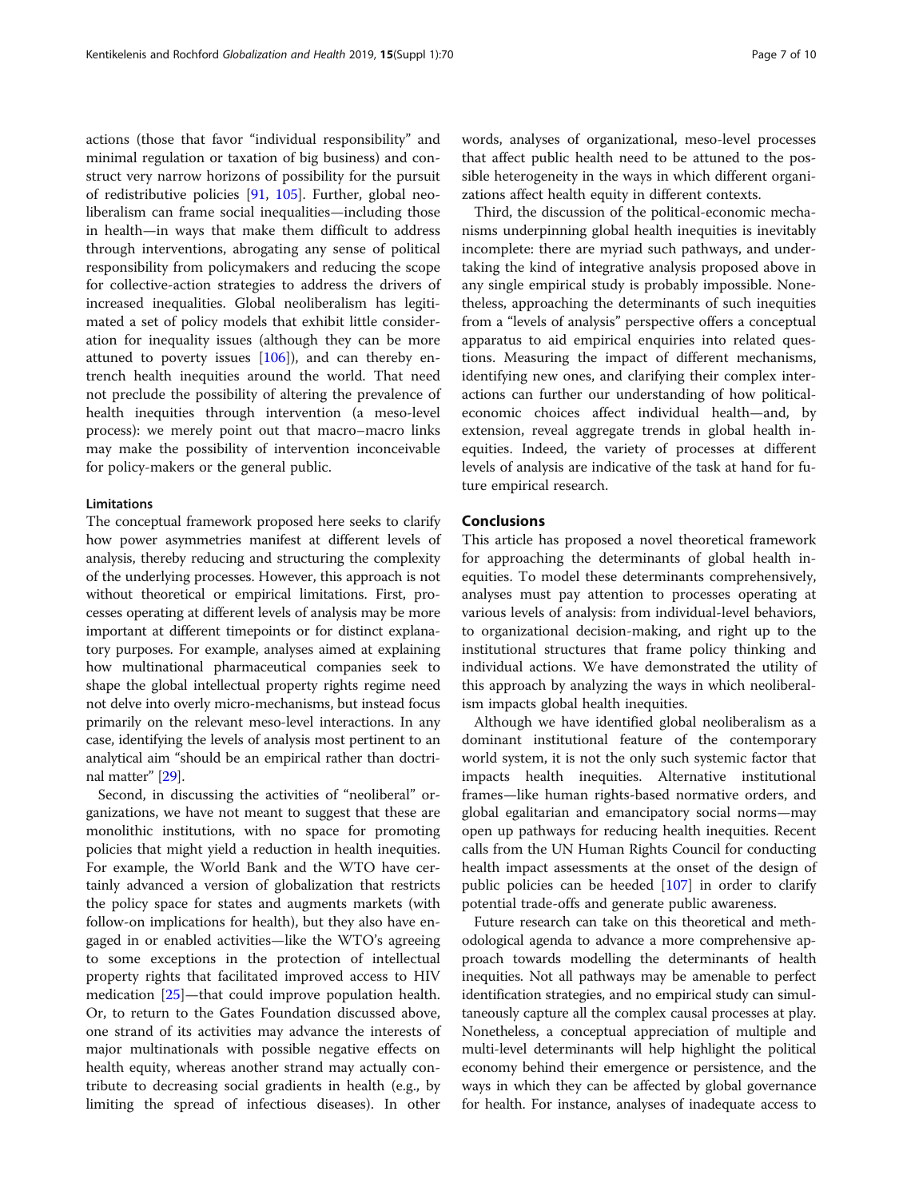actions (those that favor "individual responsibility" and minimal regulation or taxation of big business) and construct very narrow horizons of possibility for the pursuit of redistributive policies [91, 105]. Further, global neoliberalism can frame social inequalities—including those in health—in ways that make them difficult to address through interventions, abrogating any sense of political responsibility from policymakers and reducing the scope for collective-action strategies to address the drivers of increased inequalities. Global neoliberalism has legitimated a set of policy models that exhibit little consideration for inequality issues (although they can be more attuned to poverty issues [106]), and can thereby entrench health inequities around the world. That need not preclude the possibility of altering the prevalence of health inequities through intervention (a meso-level process): we merely point out that macro–macro links may make the possibility of intervention inconceivable for policy-makers or the general public.

### Limitations

The conceptual framework proposed here seeks to clarify how power asymmetries manifest at different levels of analysis, thereby reducing and structuring the complexity of the underlying processes. However, this approach is not without theoretical or empirical limitations. First, processes operating at different levels of analysis may be more important at different timepoints or for distinct explanatory purposes. For example, analyses aimed at explaining how multinational pharmaceutical companies seek to shape the global intellectual property rights regime need not delve into overly micro-mechanisms, but instead focus primarily on the relevant meso-level interactions. In any case, identifying the levels of analysis most pertinent to an analytical aim "should be an empirical rather than doctrinal matter" [29].

Second, in discussing the activities of "neoliberal" organizations, we have not meant to suggest that these are monolithic institutions, with no space for promoting policies that might yield a reduction in health inequities. For example, the World Bank and the WTO have certainly advanced a version of globalization that restricts the policy space for states and augments markets (with follow-on implications for health), but they also have engaged in or enabled activities—like the WTO's agreeing to some exceptions in the protection of intellectual property rights that facilitated improved access to HIV medication [25]—that could improve population health. Or, to return to the Gates Foundation discussed above, one strand of its activities may advance the interests of major multinationals with possible negative effects on health equity, whereas another strand may actually contribute to decreasing social gradients in health (e.g., by limiting the spread of infectious diseases). In other words, analyses of organizational, meso-level processes that affect public health need to be attuned to the possible heterogeneity in the ways in which different organizations affect health equity in different contexts.

Third, the discussion of the political-economic mechanisms underpinning global health inequities is inevitably incomplete: there are myriad such pathways, and undertaking the kind of integrative analysis proposed above in any single empirical study is probably impossible. Nonetheless, approaching the determinants of such inequities from a "levels of analysis" perspective offers a conceptual apparatus to aid empirical enquiries into related questions. Measuring the impact of different mechanisms, identifying new ones, and clarifying their complex interactions can further our understanding of how political-economic choices affect individual health—and, by extension, reveal aggregate trends in global health inequities. Indeed, the variety of processes at different levels of analysis are indicative of the task at hand for future empirical research.

## Conclusions

This article has proposed a novel theoretical framework for approaching the determinants of global health inequities. To model these determinants comprehensively, analyses must pay attention to processes operating at various levels of analysis: from individual-level behaviors, to organizational decision-making, and right up to the institutional structures that frame policy thinking and individual actions. We have demonstrated the utility of this approach by analyzing the ways in which neoliberalism impacts global health inequities.

Although we have identified global neoliberalism as a dominant institutional feature of the contemporary world system, it is not the only such systemic factor that impacts health inequities. Alternative institutional frames—like human rights-based normative orders, and global egalitarian and emancipatory social norms—may open up pathways for reducing health inequities. Recent calls from the UN Human Rights Council for conducting health impact assessments at the onset of the design of public policies can be heeded [107] in order to clarify potential trade-offs and generate public awareness.

Future research can take on this theoretical and methodological agenda to advance a more comprehensive approach towards modelling the determinants of health inequities. Not all pathways may be amenable to perfect identification strategies, and no empirical study can simultaneously capture all the complex causal processes at play. Nonetheless, a conceptual appreciation of multiple and multi-level determinants will help highlight the political economy behind their emergence or persistence, and the ways in which they can be affected by global governance for health. For instance, analyses of inadequate access to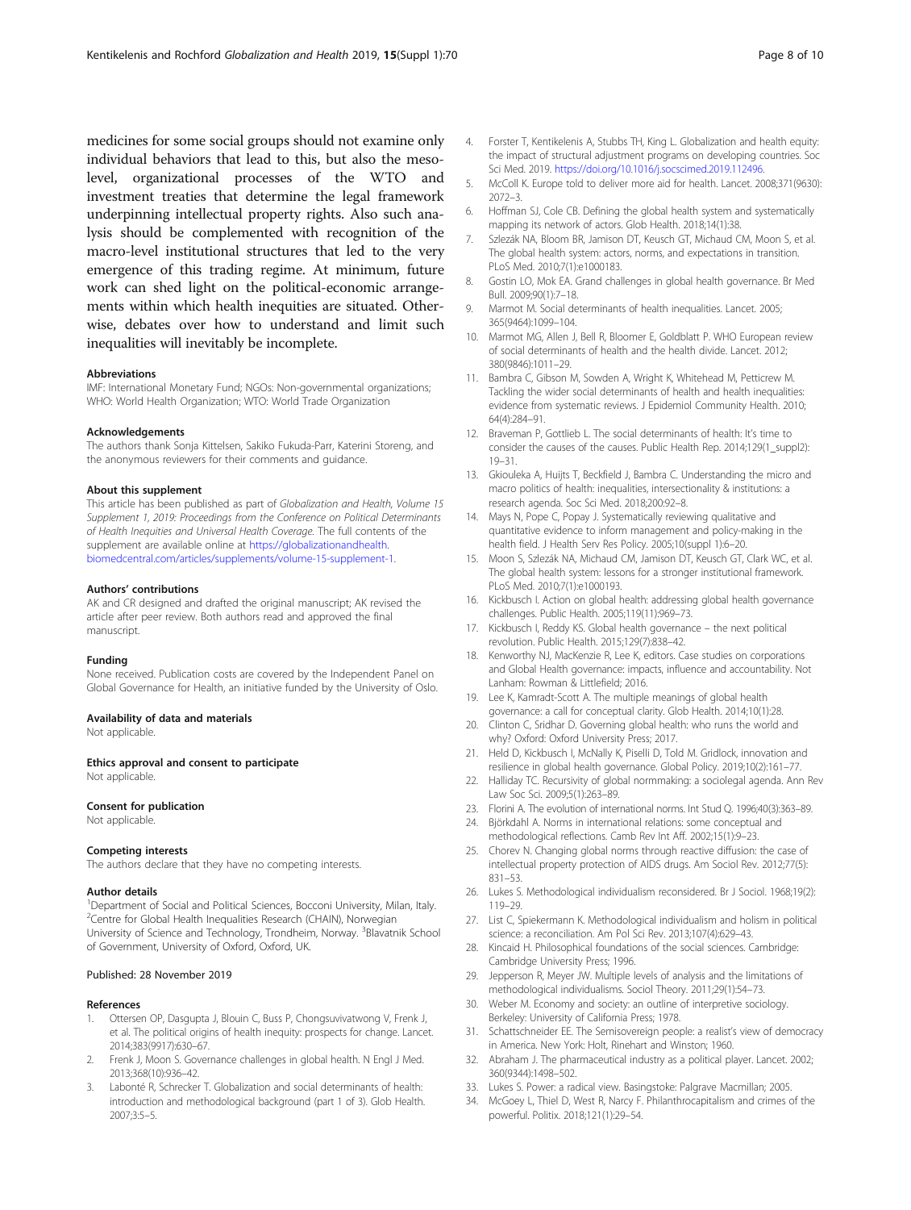medicines for some social groups should not examine only individual behaviors that lead to this, but also the meso-level, organizational processes of the WTO and investment treaties that determine the legal framework underpinning intellectual property rights. Also such analysis should be complemented with recognition of the macro-level institutional structures that led to the very emergence of this trading regime. At minimum, future work can shed light on the political-economic arrangements within which health inequities are situated. Otherwise, debates over how to understand and limit such inequalities will inevitably be incomplete.

#### Abbreviations

IMF: International Monetary Fund; NGOs: Non-governmental organizations; WHO: World Health Organization; WTO: World Trade Organization

#### Acknowledgements

The authors thank Sonja Kittelsen, Sakiko Fukuda-Parr, Katerini Storeng, and the anonymous reviewers for their comments and guidance.

#### About this supplement

This article has been published as part of *Globalization and Health, Volume 15 Supplement 1, 2019: Proceedings from the Conference on Political Determinants of Health Inequities and Universal Health Coverage*. The full contents of the supplement are available online at https://globalizationandhealth.biomedcentral.com/articles/supplements/volume-15-supplement-1.

#### Authors' contributions

AK and CR designed and drafted the original manuscript; AK revised the article after peer review. Both authors read and approved the final manuscript.

#### Funding

None received. Publication costs are covered by the Independent Panel on Global Governance for Health, an initiative funded by the University of Oslo.

#### Availability of data and materials

Not applicable.

#### Ethics approval and consent to participate

Not applicable.

#### Consent for publication

Not applicable.

#### Competing interests

The authors declare that they have no competing interests.

#### Author details

[1]Department of Social and Political Sciences, Bocconi University, Milan, Italy. [2]Centre for Global Health Inequalities Research (CHAIN), Norwegian University of Science and Technology, Trondheim, Norway. [3]Blavatnik School of Government, University of Oxford, Oxford, UK.

Published: 28 November 2019

#### References

1. Ottersen OP, Dasgupta J, Blouin C, Buss P, Chongsuvivatwong V, Frenk J, et al. The political origins of health inequity: prospects for change. Lancet. 2014;383(9917):630–67.
2. Frenk J, Moon S. Governance challenges in global health. N Engl J Med. 2013;368(10):936–42.
3. Labonté R, Schrecker T. Globalization and social determinants of health: introduction and methodological background (part 1 of 3). Glob Health. 2007;3:5–5.
4. Forster T, Kentikelenis A, Stubbs TH, King L. Globalization and health equity: the impact of structural adjustment programs on developing countries. Soc Sci Med. 2019. https://doi.org/10.1016/j.socscimed.2019.112496.
5. McColl K. Europe told to deliver more aid for health. Lancet. 2008;371(9630):2072–3.
6. Hoffman SJ, Cole CB. Defining the global health system and systematically mapping its network of actors. Glob Health. 2018;14(1):38.
7. Szlezák NA, Bloom BR, Jamison DT, Keusch GT, Michaud CM, Moon S, et al. The global health system: actors, norms, and expectations in transition. PLoS Med. 2010;7(1):e1000183.
8. Gostin LO, Mok EA. Grand challenges in global health governance. Br Med Bull. 2009;90(1):7–18.
9. Marmot M. Social determinants of health inequalities. Lancet. 2005;365(9464):1099–104.
10. Marmot MG, Allen J, Bell R, Bloomer E, Goldblatt P. WHO European review of social determinants of health and the health divide. Lancet. 2012;380(9846):1011–29.
11. Bambra C, Gibson M, Sowden A, Wright K, Whitehead M, Petticrew M. Tackling the wider social determinants of health and health inequalities: evidence from systematic reviews. J Epidemiol Community Health. 2010;64(4):284–91.
12. Braveman P, Gottlieb L. The social determinants of health: It's time to consider the causes of the causes. Public Health Rep. 2014;129(1_suppl2):19–31.
13. Gkiouleka A, Huijts T, Beckfield J, Bambra C. Understanding the micro and macro politics of health: inequalities, intersectionality & institutions: a research agenda. Soc Sci Med. 2018;200:92–8.
14. Mays N, Pope C, Popay J. Systematically reviewing qualitative and quantitative evidence to inform management and policy-making in the health field. J Health Serv Res Policy. 2005;10(suppl 1):6–20.
15. Moon S, Szlezák NA, Michaud CM, Jamison DT, Keusch GT, Clark WC, et al. The global health system: lessons for a stronger institutional framework. PLoS Med. 2010;7(1):e1000193.
16. Kickbusch I. Action on global health: addressing global health governance challenges. Public Health. 2005;119(11):969–73.
17. Kickbusch I, Reddy KS. Global health governance – the next political revolution. Public Health. 2015;129(7):838–42.
18. Kenworthy NJ, MacKenzie R, Lee K, editors. Case studies on corporations and Global Health governance: impacts, influence and accountability. Not Lanham: Rowman & Littlefield; 2016.
19. Lee K, Kamradt-Scott A. The multiple meanings of global health governance: a call for conceptual clarity. Glob Health. 2014;10(1):28.
20. Clinton C, Sridhar D. Governing global health: who runs the world and why? Oxford: Oxford University Press; 2017.
21. Held D, Kickbusch I, McNally K, Piselli D, Told M. Gridlock, innovation and resilience in global health governance. Global Policy. 2019;10(2):161–77.
22. Halliday TC. Recursivity of global normmaking: a sociolegal agenda. Ann Rev Law Soc Sci. 2009;5(1):263–89.
23. Florini A. The evolution of international norms. Int Stud Q. 1996;40(3):363–89.
24. Björkdahl A. Norms in international relations: some conceptual and methodological reflections. Camb Rev Int Aff. 2002;15(1):9–23.
25. Chorev N. Changing global norms through reactive diffusion: the case of intellectual property protection of AIDS drugs. Am Sociol Rev. 2012;77(5):831–53.
26. Lukes S. Methodological individualism reconsidered. Br J Sociol. 1968;19(2):119–29.
27. List C, Spiekermann K. Methodological individualism and holism in political science: a reconciliation. Am Pol Sci Rev. 2013;107(4):629–43.
28. Kincaid H. Philosophical foundations of the social sciences. Cambridge: Cambridge University Press; 1996.
29. Jepperson R, Meyer JW. Multiple levels of analysis and the limitations of methodological individualisms. Sociol Theory. 2011;29(1):54–73.
30. Weber M. Economy and society: an outline of interpretive sociology. Berkeley: University of California Press; 1978.
31. Schattschneider EE. The Semisovereign people: a realist's view of democracy in America. New York: Holt, Rinehart and Winston; 1960.
32. Abraham J. The pharmaceutical industry as a political player. Lancet. 2002;360(9344):1498–502.
33. Lukes S. Power: a radical view. Basingstoke: Palgrave Macmillan; 2005.
34. McGoey L, Thiel D, West R, Narcy F. Philanthrocapitalism and crimes of the powerful. Politix. 2018;121(1):29–54.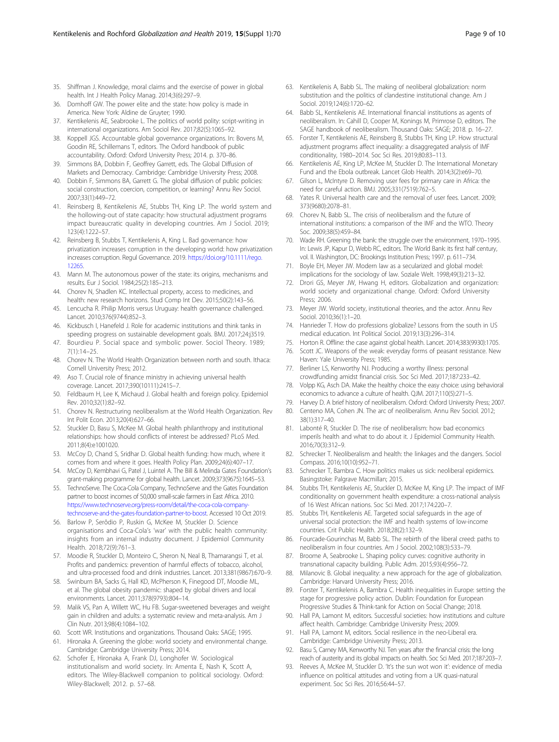35. Shiffman J. Knowledge, moral claims and the exercise of power in global health. Int J Health Policy Manag. 2014;3(6):297–9.
36. Domhoff GW. The power elite and the state: how policy is made in America. New York: Aldine de Gruyter; 1990.
37. Kentikelenis AE, Seabrooke L. The politics of world polity: script-writing in international organizations. Am Sociol Rev. 2017;82(5):1065–92.
38. Koppell JGS. Accountable global governance organizations. In: Bovens M, Goodin RE, Schillemans T, editors. The Oxford handbook of public accountability. Oxford: Oxford University Press; 2014. p. 370–86.
39. Simmons BA, Dobbin F, Geoffrey Garrett, eds. The Global Diffusion of Markets and Democracy. Cambridge: Cambridge University Press; 2008.
40. Dobbin F, Simmons BA, Garrett G. The global diffusion of public policies: social construction, coercion, competition, or learning? Annu Rev Sociol. 2007;33(1):449–72.
41. Reinsberg B, Kentikelenis AE, Stubbs TH, King LP. The world system and the hollowing-out of state capacity: how structural adjustment programs impact bureaucratic quality in developing countries. Am J Sociol. 2019; 123(4):1222–57.
42. Reinsberg B, Stubbs T, Kentikelenis A, King L. Bad governance: how privatization increases corruption in the developing world: how privatization increases corruption. Regul Governance. 2019. https://doi.org/10.1111/rego.12265.
43. Mann M. The autonomous power of the state: its origins, mechanisms and results. Eur J Sociol. 1984;25(2):185–213.
44. Chorev N, Shadlen KC. Intellectual property, access to medicines, and health: new research horizons. Stud Comp Int Dev. 2015;50(2):143–56.
45. Lencucha R. Philip Morris versus Uruguay: health governance challenged. Lancet. 2010;376(9744):852–3.
46. Kickbusch I, Hanefeld J. Role for academic institutions and think tanks in speeding progress on sustainable development goals. BMJ. 2017;24:j3519.
47. Bourdieu P. Social space and symbolic power. Sociol Theory. 1989; 7(1):14–25.
48. Chorev N. The World Health Organization between north and south. Ithaca: Cornell University Press; 2012.
49. Aso T. Crucial role of finance ministry in achieving universal health coverage. Lancet. 2017;390(10111):2415–7.
50. Feldbaum H, Lee K, Michaud J. Global health and foreign policy. Epidemiol Rev. 2010;32(1):82–92.
51. Chorev N. Restructuring neoliberalism at the World Health Organization. Rev Int Polit Econ. 2013;20(4):627–66.
52. Stuckler D, Basu S, McKee M. Global health philanthropy and institutional relationships: how should conflicts of interest be addressed? PLoS Med. 2011;8(4):e1001020.
53. McCoy D, Chand S, Sridhar D. Global health funding: how much, where it comes from and where it goes. Health Policy Plan. 2009;24(6):407–17.
54. McCoy D, Kembhavi G, Patel J, Luintel A. The Bill & Melinda Gates Foundation's grant-making programme for global health. Lancet. 2009;373(9675):1645–53.
55. TechnoServe. The Coca-Cola Company, TechnoServe and the Gates Foundation partner to boost incomes of 50,000 small-scale farmers in East Africa. 2010. https://www.technoserve.org/press-room/detail/the-coca-cola-company-technoserve-and-the-gates-foundation-partner-to-boost. Accessed 10 Oct 2019.
56. Barlow P, Serôdio P, Ruskin G, McKee M, Stuckler D. Science organisations and Coca-Cola's 'war' with the public health community: insights from an internal industry document. J Epidemiol Community Health. 2018;72(9):761–3.
57. Moodie R, Stuckler D, Monteiro C, Sheron N, Neal B, Thamarangsi T, et al. Profits and pandemics: prevention of harmful effects of tobacco, alcohol, and ultra-processed food and drink industries. Lancet. 2013;381(9867):670–9.
58. Swinburn BA, Sacks G, Hall KD, McPherson K, Finegood DT, Moodie ML, et al. The global obesity pandemic: shaped by global drivers and local environments. Lancet. 2011;378(9793):804–14.
59. Malik VS, Pan A, Willett WC, Hu FB. Sugar-sweetened beverages and weight gain in children and adults: a systematic review and meta-analysis. Am J Clin Nutr. 2013;98(4):1084–102.
60. Scott WR. Institutions and organizations. Thousand Oaks: SAGE; 1995.
61. Hironaka A. Greening the globe: world society and environmental change. Cambridge: Cambridge University Press; 2014.
62. Schofer E, Hironaka A, Frank DJ, Longhofer W. Sociological institutionalism and world society. In: Amenta E, Nash K, Scott A, editors. The Wiley-Blackwell companion to political sociology. Oxford: Wiley-Blackwell; 2012. p. 57–68.
63. Kentikelenis A, Babb SL. The making of neoliberal globalization: norm substitution and the politics of clandestine institutional change. Am J Sociol. 2019;124(6):1720–62.
64. Babb SL, Kentikelenis AE. International financial institutions as agents of neoliberalism. In: Cahill D, Cooper M, Konings M, Primrose D, editors. The SAGE handbook of neoliberalism. Thousand Oaks: SAGE; 2018. p. 16–27.
65. Forster T, Kentikelenis AE, Reinsberg B, Stubbs TH, King LP. How structural adjustment programs affect inequality: a disaggregated analysis of IMF conditionality, 1980–2014. Soc Sci Res. 2019;80:83–113.
66. Kentikelenis AE, King LP, McKee M, Stuckler D. The International Monetary Fund and the Ebola outbreak. Lancet Glob Health. 2014;3(2):e69–70.
67. Gilson L, McIntyre D. Removing user fees for primary care in Africa: the need for careful action. BMJ. 2005;331(7519):762–5.
68. Yates R. Universal health care and the removal of user fees. Lancet. 2009; 373(9680):2078–81.
69. Chorev N, Babb SL. The crisis of neoliberalism and the future of international institutions: a comparison of the IMF and the WTO. Theory Soc. 2009;38(5):459–84.
70. Wade RH. Greening the bank: the struggle over the environment, 1970–1995. In: Lewis JP, Kapur D, Webb RC, editors. The World Bank: its first half century, vol. II. Washington, DC: Brookings Institution Press; 1997. p. 611–734.
71. Boyle EH, Meyer JW. Modern law as a secularized and global model: implications for the sociology of law. Soziale Welt. 1998;49(3):213–32.
72. Drori GS, Meyer JW, Hwang H, editors. Globalization and organization: world society and organizational change. Oxford: Oxford University Press; 2006.
73. Meyer JW. World society, institutional theories, and the actor. Annu Rev Sociol. 2010;36(1):1–20.
74. Hanrieder T. How do professions globalize? Lessons from the south in US medical education. Int Political Sociol. 2019;13(3):296–314.
75. Horton R. Offline: the case against global health. Lancet. 2014;383(9930):1705.
76. Scott JC. Weapons of the weak: everyday forms of peasant resistance. New Haven: Yale University Press; 1985.
77. Berliner LS, Kenworthy NJ. Producing a worthy illness: personal crowdfunding amidst financial crisis. Soc Sci Med. 2017;187:233–42.
78. Volpp KG, Asch DA. Make the healthy choice the easy choice: using behavioral economics to advance a culture of health. QJM. 2017;110(5):271–5.
79. Harvey D. A brief history of neoliberalism. Oxford: Oxford University Press; 2007.
80. Centeno MA, Cohen JN. The arc of neoliberalism. Annu Rev Sociol. 2012; 38(1):317–40.
81. Labonté R, Stuckler D. The rise of neoliberalism: how bad economics imperils health and what to do about it. J Epidemiol Community Health. 2016;70(3):312–9.
82. Schrecker T. Neoliberalism and health: the linkages and the dangers. Sociol Compass. 2016;10(10):952–71.
83. Schrecker T, Bambra C. How politics makes us sick: neoliberal epidemics. Basingstoke: Palgrave Macmillan; 2015.
84. Stubbs TH, Kentikelenis AE, Stuckler D, McKee M, King LP. The impact of IMF conditionality on government health expenditure: a cross-national analysis of 16 West African nations. Soc Sci Med. 2017;174:220–7.
85. Stubbs TH, Kentikelenis AE. Targeted social safeguards in the age of universal social protection: the IMF and health systems of low-income countries. Crit Public Health. 2018;28(2):132–9.
86. Fourcade-Gourinchas M, Babb SL. The rebirth of the liberal creed: paths to neoliberalism in four countries. Am J Sociol. 2002;108(3):533–79.
87. Broome A, Seabrooke L. Shaping policy curves: cognitive authority in transnational capacity building. Public Adm. 2015;93(4):956–72.
88. Milanovic B. Global inequality: a new approach for the age of globalization. Cambridge: Harvard University Press; 2016.
89. Forster T, Kentikelenis A, Bambra C. Health inequalities in Europe: setting the stage for progressive policy action. Dublin: Foundation for European Progressive Studies & Think-tank for Action on Social Change; 2018.
90. Hall PA, Lamont M, editors. Successful societies: how institutions and culture affect health. Cambridge: Cambridge University Press; 2009.
91. Hall PA, Lamont M, editors. Social resilience in the neo-Liberal era. Cambridge: Cambridge University Press; 2013.
92. Basu S, Carney MA, Kenworthy NJ. Ten years after the financial crisis: the long reach of austerity and its global impacts on health. Soc Sci Med. 2017;187:203–7.
93. Reeves A, McKee M, Stuckler D. 'It's the sun wot won it': evidence of media influence on political attitudes and voting from a UK quasi-natural experiment. Soc Sci Res. 2016;56:44–57.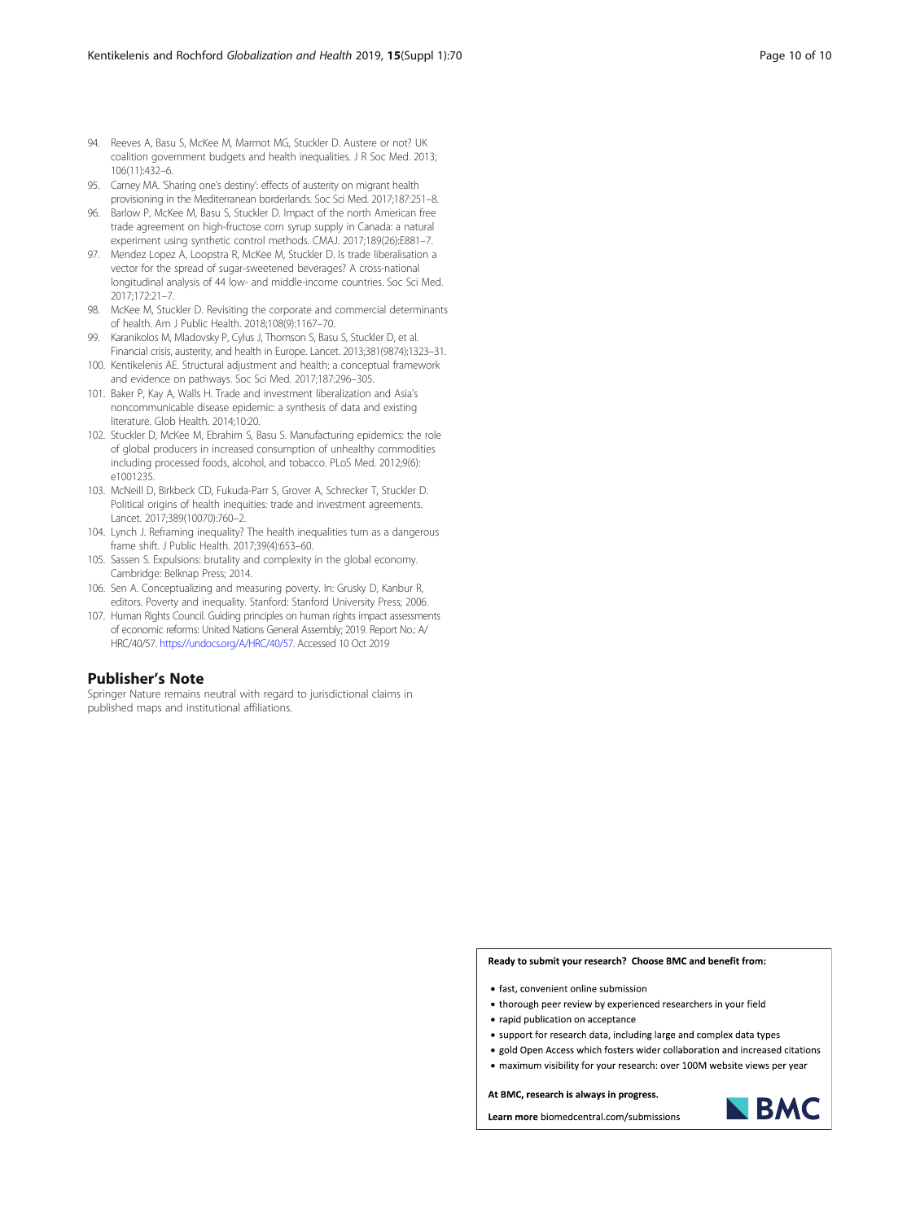94. Reeves A, Basu S, McKee M, Marmot MG, Stuckler D. Austere or not? UK coalition government budgets and health inequalities. J R Soc Med. 2013; 106(11):432–6.
95. Carney MA. 'Sharing one's destiny': effects of austerity on migrant health provisioning in the Mediterranean borderlands. Soc Sci Med. 2017;187:251–8.
96. Barlow P, McKee M, Basu S, Stuckler D. Impact of the north American free trade agreement on high-fructose corn syrup supply in Canada: a natural experiment using synthetic control methods. CMAJ. 2017;189(26):E881–7.
97. Mendez Lopez A, Loopstra R, McKee M, Stuckler D. Is trade liberalisation a vector for the spread of sugar-sweetened beverages? A cross-national longitudinal analysis of 44 low- and middle-income countries. Soc Sci Med. 2017;172:21–7.
98. McKee M, Stuckler D. Revisiting the corporate and commercial determinants of health. Am J Public Health. 2018;108(9):1167–70.
99. Karanikolos M, Mladovsky P, Cylus J, Thomson S, Basu S, Stuckler D, et al. Financial crisis, austerity, and health in Europe. Lancet. 2013;381(9874):1323–31.
100. Kentikelenis AE. Structural adjustment and health: a conceptual framework and evidence on pathways. Soc Sci Med. 2017;187:296–305.
101. Baker P, Kay A, Walls H. Trade and investment liberalization and Asia's noncommunicable disease epidemic: a synthesis of data and existing literature. Glob Health. 2014;10:20.
102. Stuckler D, McKee M, Ebrahim S, Basu S. Manufacturing epidemics: the role of global producers in increased consumption of unhealthy commodities including processed foods, alcohol, and tobacco. PLoS Med. 2012;9(6): e1001235.
103. McNeill D, Birkbeck CD, Fukuda-Parr S, Grover A, Schrecker T, Stuckler D. Political origins of health inequities: trade and investment agreements. Lancet. 2017;389(10070):760–2.
104. Lynch J. Reframing inequality? The health inequalities turn as a dangerous frame shift. J Public Health. 2017;39(4):653–60.
105. Sassen S. Expulsions: brutality and complexity in the global economy. Cambridge: Belknap Press; 2014.
106. Sen A. Conceptualizing and measuring poverty. In: Grusky D, Kanbur R, editors. Poverty and inequality. Stanford: Stanford University Press; 2006.
107. Human Rights Council. Guiding principles on human rights impact assessments of economic reforms: United Nations General Assembly; 2019. Report No.: A/HRC/40/57. https://undocs.org/A/HRC/40/57. Accessed 10 Oct 2019

## Publisher's Note

Springer Nature remains neutral with regard to jurisdictional claims in published maps and institutional affiliations.

**Ready to submit your research? Choose BMC and benefit from:**

- fast, convenient online submission
- thorough peer review by experienced researchers in your field
- rapid publication on acceptance
- support for research data, including large and complex data types
- gold Open Access which fosters wider collaboration and increased citations
- maximum visibility for your research: over 100M website views per year

**At BMC, research is always in progress.**

**Learn more** biomedcentral.com/submissions

BMC